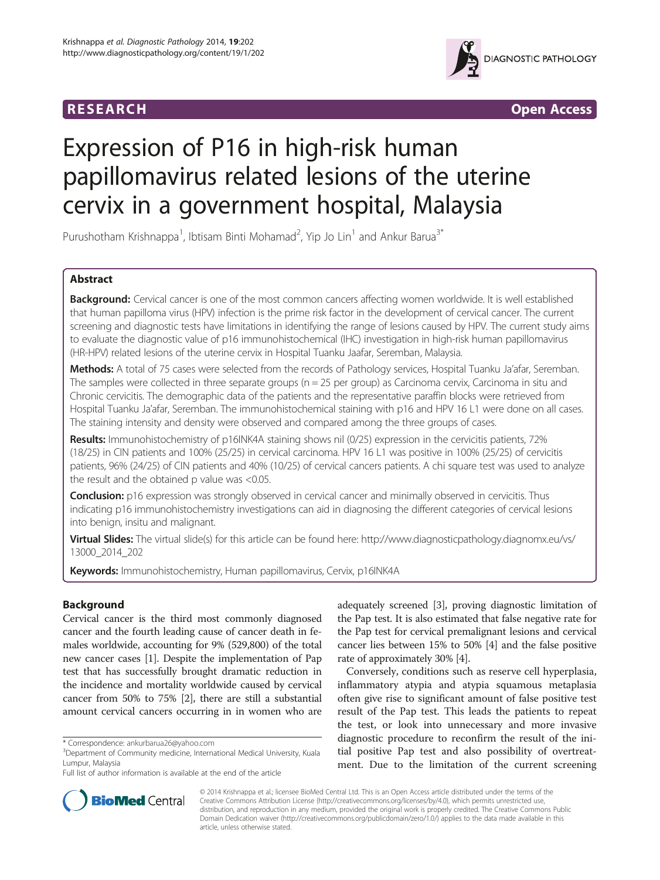RESEARCH Open Access

# Expression of P16 in high-risk human papillomavirus related lesions of the uterine cervix in a government hospital, Malaysia

Purushotham Krishnappa[1], Ibtisam Binti Mohamad[2], Yip Jo Lin[1] and Ankur Barua[3*]

## Abstract

**Background:** Cervical cancer is one of the most common cancers affecting women worldwide. It is well established that human papilloma virus (HPV) infection is the prime risk factor in the development of cervical cancer. The current screening and diagnostic tests have limitations in identifying the range of lesions caused by HPV. The current study aims to evaluate the diagnostic value of p16 immunohistochemical (IHC) investigation in high-risk human papillomavirus (HR-HPV) related lesions of the uterine cervix in Hospital Tuanku Jaafar, Seremban, Malaysia.

**Methods:** A total of 75 cases were selected from the records of Pathology services, Hospital Tuanku Ja'afar, Seremban. The samples were collected in three separate groups (n = 25 per group) as Carcinoma cervix, Carcinoma in situ and Chronic cervicitis. The demographic data of the patients and the representative paraffin blocks were retrieved from Hospital Tuanku Ja'afar, Seremban. The immunohistochemical staining with p16 and HPV 16 L1 were done on all cases. The staining intensity and density were observed and compared among the three groups of cases.

**Results:** Immunohistochemistry of p16INK4A staining shows nil (0/25) expression in the cervicitis patients, 72% (18/25) in CIN patients and 100% (25/25) in cervical carcinoma. HPV 16 L1 was positive in 100% (25/25) of cervicitis patients, 96% (24/25) of CIN patients and 40% (10/25) of cervical cancers patients. A chi square test was used to analyze the result and the obtained p value was <0.05.

**Conclusion:** p16 expression was strongly observed in cervical cancer and minimally observed in cervicitis. Thus indicating p16 immunohistochemistry investigations can aid in diagnosing the different categories of cervical lesions into benign, insitu and malignant.

**Virtual Slides:** The virtual slide(s) for this article can be found here: http://www.diagnosticpathology.diagnomx.eu/vs/13000_2014_202

**Keywords:** Immunohistochemistry, Human papillomavirus, Cervix, p16INK4A

## Background

Cervical cancer is the third most commonly diagnosed cancer and the fourth leading cause of cancer death in females worldwide, accounting for 9% (529,800) of the total new cancer cases [1]. Despite the implementation of Pap test that has successfully brought dramatic reduction in the incidence and mortality worldwide caused by cervical cancer from 50% to 75% [2], there are still a substantial amount cervical cancers occurring in in women who are adequately screened [3], proving diagnostic limitation of the Pap test. It is also estimated that false negative rate for the Pap test for cervical premalignant lesions and cervical cancer lies between 15% to 50% [4] and the false positive rate of approximately 30% [4].

Conversely, conditions such as reserve cell hyperplasia, inflammatory atypia and atypia squamous metaplasia often give rise to significant amount of false positive test result of the Pap test. This leads the patients to repeat the test, or look into unnecessary and more invasive diagnostic procedure to reconfirm the result of the initial positive Pap test and also possibility of overtreatment. Due to the limitation of the current screening

\* Correspondence: ankurbarua26@yahoo.com
[3]Department of Community medicine, International Medical University, Kuala Lumpur, Malaysia
Full list of author information is available at the end of the article

© 2014 Krishnappa et al.; licensee BioMed Central Ltd. This is an Open Access article distributed under the terms of the Creative Commons Attribution License (http://creativecommons.org/licenses/by/4.0), which permits unrestricted use, distribution, and reproduction in any medium, provided the original work is properly credited. The Creative Commons Public Domain Dedication waiver (http://creativecommons.org/publicdomain/zero/1.0/) applies to the data made available in this article, unless otherwise stated.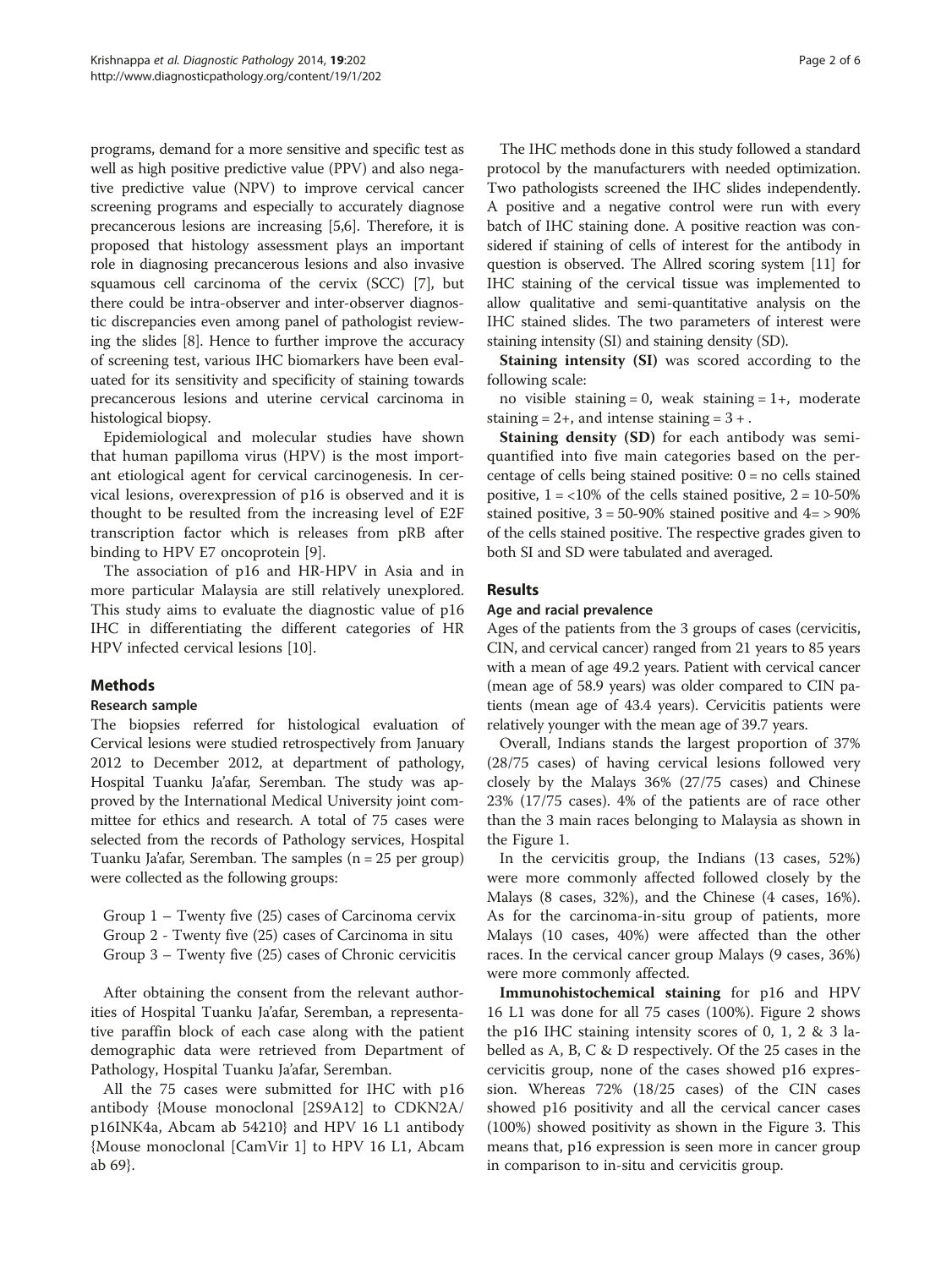programs, demand for a more sensitive and specific test as well as high positive predictive value (PPV) and also negative predictive value (NPV) to improve cervical cancer screening programs and especially to accurately diagnose precancerous lesions are increasing [5,6]. Therefore, it is proposed that histology assessment plays an important role in diagnosing precancerous lesions and also invasive squamous cell carcinoma of the cervix (SCC) [7], but there could be intra-observer and inter-observer diagnostic discrepancies even among panel of pathologist reviewing the slides [8]. Hence to further improve the accuracy of screening test, various IHC biomarkers have been evaluated for its sensitivity and specificity of staining towards precancerous lesions and uterine cervical carcinoma in histological biopsy.

Epidemiological and molecular studies have shown that human papilloma virus (HPV) is the most important etiological agent for cervical carcinogenesis. In cervical lesions, overexpression of p16 is observed and it is thought to be resulted from the increasing level of E2F transcription factor which is releases from pRB after binding to HPV E7 oncoprotein [9].

The association of p16 and HR-HPV in Asia and in more particular Malaysia are still relatively unexplored. This study aims to evaluate the diagnostic value of p16 IHC in differentiating the different categories of HR HPV infected cervical lesions [10].

## Methods

### Research sample

The biopsies referred for histological evaluation of Cervical lesions were studied retrospectively from January 2012 to December 2012, at department of pathology, Hospital Tuanku Ja'afar, Seremban. The study was approved by the International Medical University joint committee for ethics and research. A total of 75 cases were selected from the records of Pathology services, Hospital Tuanku Ja'afar, Seremban. The samples (n = 25 per group) were collected as the following groups:

Group 1 – Twenty five (25) cases of Carcinoma cervix
Group 2 - Twenty five (25) cases of Carcinoma in situ
Group 3 – Twenty five (25) cases of Chronic cervicitis

After obtaining the consent from the relevant authorities of Hospital Tuanku Ja'afar, Seremban, a representative paraffin block of each case along with the patient demographic data were retrieved from Department of Pathology, Hospital Tuanku Ja'afar, Seremban.

All the 75 cases were submitted for IHC with p16 antibody {Mouse monoclonal [2S9A12] to CDKN2A/p16INK4a, Abcam ab 54210} and HPV 16 L1 antibody {Mouse monoclonal [CamVir 1] to HPV 16 L1, Abcam ab 69}.

The IHC methods done in this study followed a standard protocol by the manufacturers with needed optimization. Two pathologists screened the IHC slides independently. A positive and a negative control were run with every batch of IHC staining done. A positive reaction was considered if staining of cells of interest for the antibody in question is observed. The Allred scoring system [11] for IHC staining of the cervical tissue was implemented to allow qualitative and semi-quantitative analysis on the IHC stained slides. The two parameters of interest were staining intensity (SI) and staining density (SD).

**Staining intensity (SI)** was scored according to the following scale:

no visible staining = 0, weak staining = 1+, moderate staining = 2+, and intense staining = 3 + .

**Staining density (SD)** for each antibody was semi-quantified into five main categories based on the percentage of cells being stained positive: 0 = no cells stained positive, 1 = <10% of the cells stained positive, 2 = 10-50% stained positive, 3 = 50-90% stained positive and 4= > 90% of the cells stained positive. The respective grades given to both SI and SD were tabulated and averaged.

## Results

### Age and racial prevalence

Ages of the patients from the 3 groups of cases (cervicitis, CIN, and cervical cancer) ranged from 21 years to 85 years with a mean of age 49.2 years. Patient with cervical cancer (mean age of 58.9 years) was older compared to CIN patients (mean age of 43.4 years). Cervicitis patients were relatively younger with the mean age of 39.7 years.

Overall, Indians stands the largest proportion of 37% (28/75 cases) of having cervical lesions followed very closely by the Malays 36% (27/75 cases) and Chinese 23% (17/75 cases). 4% of the patients are of race other than the 3 main races belonging to Malaysia as shown in the Figure 1.

In the cervicitis group, the Indians (13 cases, 52%) were more commonly affected followed closely by the Malays (8 cases, 32%), and the Chinese (4 cases, 16%). As for the carcinoma-in-situ group of patients, more Malays (10 cases, 40%) were affected than the other races. In the cervical cancer group Malays (9 cases, 36%) were more commonly affected.

**Immunohistochemical staining** for p16 and HPV 16 L1 was done for all 75 cases (100%). Figure 2 shows the p16 IHC staining intensity scores of 0, 1, 2 & 3 labelled as A, B, C & D respectively. Of the 25 cases in the cervicitis group, none of the cases showed p16 expression. Whereas 72% (18/25 cases) of the CIN cases showed p16 positivity and all the cervical cancer cases (100%) showed positivity as shown in the Figure 3. This means that, p16 expression is seen more in cancer group in comparison to in-situ and cervicitis group.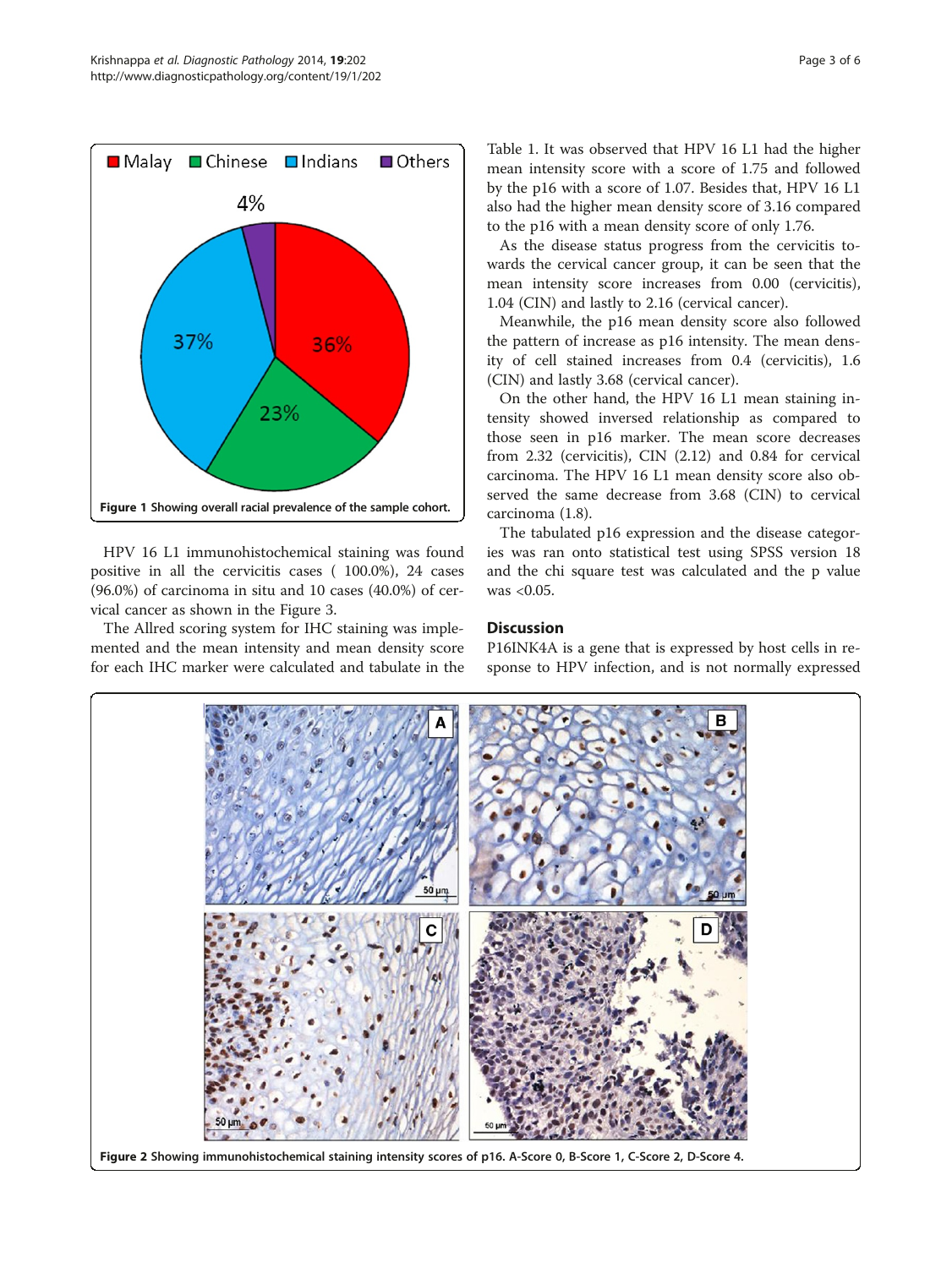Figure 1 Showing overall racial prevalence of the sample cohort.

HPV 16 L1 immunohistochemical staining was found positive in all the cervicitis cases ( 100.0%), 24 cases (96.0%) of carcinoma in situ and 10 cases (40.0%) of cervical cancer as shown in the Figure 3.

The Allred scoring system for IHC staining was implemented and the mean intensity and mean density score for each IHC marker were calculated and tabulate in the Table 1. It was observed that HPV 16 L1 had the higher mean intensity score with a score of 1.75 and followed by the p16 with a score of 1.07. Besides that, HPV 16 L1 also had the higher mean density score of 3.16 compared to the p16 with a mean density score of only 1.76.

As the disease status progress from the cervicitis towards the cervical cancer group, it can be seen that the mean intensity score increases from 0.00 (cervicitis), 1.04 (CIN) and lastly to 2.16 (cervical cancer).

Meanwhile, the p16 mean density score also followed the pattern of increase as p16 intensity. The mean density of cell stained increases from 0.4 (cervicitis), 1.6 (CIN) and lastly 3.68 (cervical cancer).

On the other hand, the HPV 16 L1 mean staining intensity showed inversed relationship as compared to those seen in p16 marker. The mean score decreases from 2.32 (cervicitis), CIN (2.12) and 0.84 for cervical carcinoma. The HPV 16 L1 mean density score also observed the same decrease from 3.68 (CIN) to cervical carcinoma (1.8).

The tabulated p16 expression and the disease categories was ran onto statistical test using SPSS version 18 and the chi square test was calculated and the p value was <0.05.

## Discussion

P16INK4A is a gene that is expressed by host cells in response to HPV infection, and is not normally expressed

Figure 2 Showing immunohistochemical staining intensity scores of p16. A-Score 0, B-Score 1, C-Score 2, D-Score 4.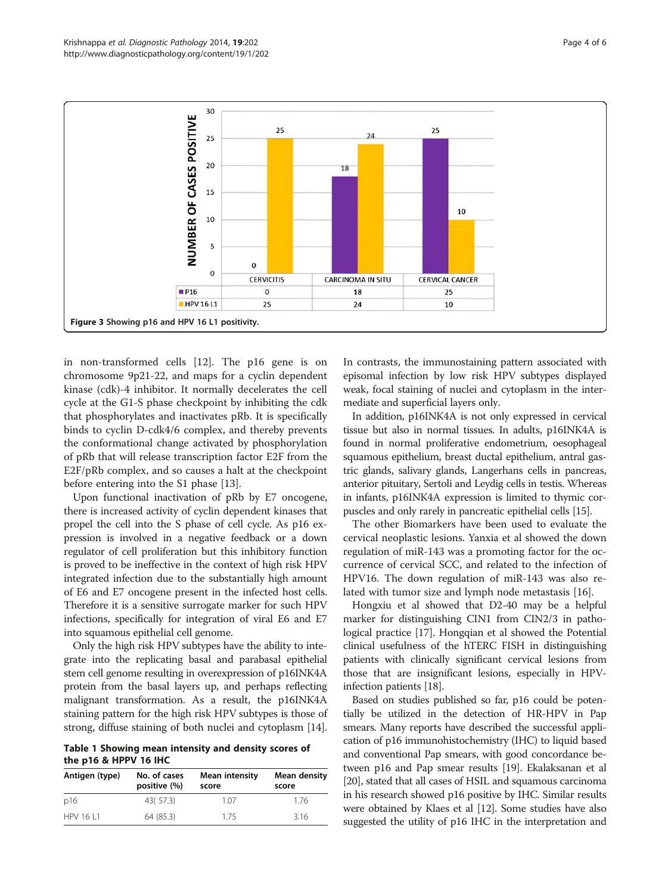**Figure 3** Showing p16 and HPV 16 L1 positivity.

in non-transformed cells [12]. The p16 gene is on chromosome 9p21-22, and maps for a cyclin dependent kinase (cdk)-4 inhibitor. It normally decelerates the cell cycle at the G1-S phase checkpoint by inhibiting the cdk that phosphorylates and inactivates pRb. It is specifically binds to cyclin D-cdk4/6 complex, and thereby prevents the conformational change activated by phosphorylation of pRb that will release transcription factor E2F from the E2F/pRb complex, and so causes a halt at the checkpoint before entering into the S1 phase [13].

Upon functional inactivation of pRb by E7 oncogene, there is increased activity of cyclin dependent kinases that propel the cell into the S phase of cell cycle. As p16 expression is involved in a negative feedback or a down regulator of cell proliferation but this inhibitory function is proved to be ineffective in the context of high risk HPV integrated infection due to the substantially high amount of E6 and E7 oncogene present in the infected host cells. Therefore it is a sensitive surrogate marker for such HPV infections, specifically for integration of viral E6 and E7 into squamous epithelial cell genome.

Only the high risk HPV subtypes have the ability to integrate into the replicating basal and parabasal epithelial stem cell genome resulting in overexpression of p16INK4A protein from the basal layers up, and perhaps reflecting malignant transformation. As a result, the p16INK4A staining pattern for the high risk HPV subtypes is those of strong, diffuse staining of both nuclei and cytoplasm [14].

**Table 1 Showing mean intensity and density scores of the p16 & HPPV 16 IHC**

| Antigen (type) | No. of cases positive (%) | Mean intensity score | Mean density score |
|---|---|---|---|
| p16 | 43( 57.3) | 1.07 | 1.76 |
| HPV 16 L1 | 64 (85.3) | 1.75 | 3.16 |

In contrasts, the immunostaining pattern associated with episomal infection by low risk HPV subtypes displayed weak, focal staining of nuclei and cytoplasm in the intermediate and superficial layers only.

In addition, p16INK4A is not only expressed in cervical tissue but also in normal tissues. In adults, p16INK4A is found in normal proliferative endometrium, oesophageal squamous epithelium, breast ductal epithelium, antral gastric glands, salivary glands, Langerhans cells in pancreas, anterior pituitary, Sertoli and Leydig cells in testis. Whereas in infants, p16INK4A expression is limited to thymic corpuscles and only rarely in pancreatic epithelial cells [15].

The other Biomarkers have been used to evaluate the cervical neoplastic lesions. Yanxia et al showed the down regulation of miR-143 was a promoting factor for the occurrence of cervical SCC, and related to the infection of HPV16. The down regulation of miR-143 was also related with tumor size and lymph node metastasis [16].

Hongxiu et al showed that D2-40 may be a helpful marker for distinguishing CIN1 from CIN2/3 in pathological practice [17]. Hongqian et al showed the Potential clinical usefulness of the hTERC FISH in distinguishing patients with clinically significant cervical lesions from those that are insignificant lesions, especially in HPV-infection patients [18].

Based on studies published so far, p16 could be potentially be utilized in the detection of HR-HPV in Pap smears. Many reports have described the successful application of p16 immunohistochemistry (IHC) to liquid based and conventional Pap smears, with good concordance between p16 and Pap smear results [19]. Ekalaksanan et al [20], stated that all cases of HSIL and squamous carcinoma in his research showed p16 positive by IHC. Similar results were obtained by Klaes et al [12]. Some studies have also suggested the utility of p16 IHC in the interpretation and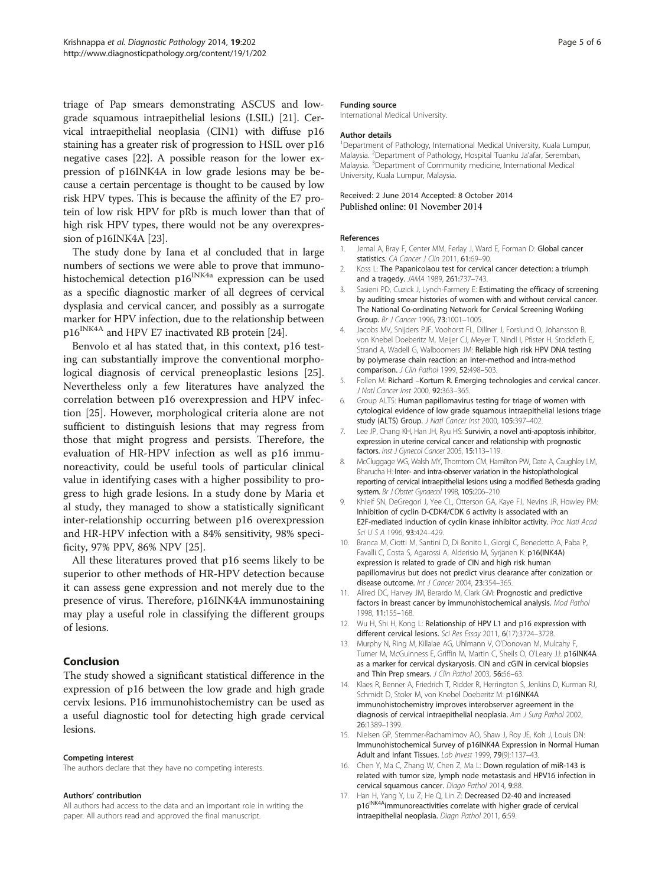triage of Pap smears demonstrating ASCUS and low-grade squamous intraepithelial lesions (LSIL) [21]. Cervical intraepithelial neoplasia (CIN1) with diffuse p16 staining has a greater risk of progression to HSIL over p16 negative cases [22]. A possible reason for the lower expression of p16INK4A in low grade lesions may be because a certain percentage is thought to be caused by low risk HPV types. This is because the affinity of the E7 protein of low risk HPV for pRb is much lower than that of high risk HPV types, there would not be any overexpression of p16INK4A [23].

The study done by Iana et al concluded that in large numbers of sections we were able to prove that immunohistochemical detection p16[INK4a] expression can be used as a specific diagnostic marker of all degrees of cervical dysplasia and cervical cancer, and possibly as a surrogate marker for HPV infection, due to the relationship between p16[INK4A] and HPV E7 inactivated RB protein [24].

Benvolo et al has stated that, in this context, p16 testing can substantially improve the conventional morphological diagnosis of cervical preneoplastic lesions [25]. Nevertheless only a few literatures have analyzed the correlation between p16 overexpression and HPV infection [25]. However, morphological criteria alone are not sufficient to distinguish lesions that may regress from those that might progress and persists. Therefore, the evaluation of HR-HPV infection as well as p16 immunoreactivity, could be useful tools of particular clinical value in identifying cases with a higher possibility to progress to high grade lesions. In a study done by Maria et al study, they managed to show a statistically significant inter-relationship occurring between p16 overexpression and HR-HPV infection with a 84% sensitivity, 98% specificity, 97% PPV, 86% NPV [25].

All these literatures proved that p16 seems likely to be superior to other methods of HR-HPV detection because it can assess gene expression and not merely due to the presence of virus. Therefore, p16INK4A immunostaining may play a useful role in classifying the different groups of lesions.

## Conclusion

The study showed a significant statistical difference in the expression of p16 between the low grade and high grade cervix lesions. P16 immunohistochemistry can be used as a useful diagnostic tool for detecting high grade cervical lesions.

#### Competing interest

The authors declare that they have no competing interests.

#### Authors' contribution

All authors had access to the data and an important role in writing the paper. All authors read and approved the final manuscript.

#### Funding source

International Medical University.

#### Author details

[1]Department of Pathology, International Medical University, Kuala Lumpur, Malaysia. [2]Department of Pathology, Hospital Tuanku Ja'afar, Seremban, Malaysia. [3]Department of Community medicine, International Medical University, Kuala Lumpur, Malaysia.

Received: 2 June 2014 Accepted: 8 October 2014
Published online: 01 November 2014

#### References

1. Jemal A, Bray F, Center MM, Ferlay J, Ward E, Forman D: **Global cancer statistics.** *CA Cancer J Clin* 2011, **61:**69–90.
2. Koss L: **The Papanicolaou test for cervical cancer detection: a triumph and a tragedy.** *JAMA* 1989, **261:**737–743.
3. Sasieni PD, Cuzick J, Lynch-Farmery E: **Estimating the efficacy of screening by auditing smear histories of women with and without cervical cancer. The National Co-ordinating Network for Cervical Screening Working Group.** *Br J Cancer* 1996, **73:**1001–1005.
4. Jacobs MV, Snijders PJF, Voohorst FL, Dillner J, Forslund O, Johansson B, von Knebel Doeberitz M, Meijer CJ, Meyer T, Nindl I, Pfister H, Stockfleth E, Strand A, Wadell G, Walboomers JM: **Reliable high risk HPV DNA testing by polymerase chain reaction: an inter-method and intra-method comparison.** *J Clin Pathol* 1999, **52:**498–503.
5. Follen M: **Richard –Kortum R. Emerging technologies and cervical cancer.** *J Natl Cancer Inst* 2000, **92:**363–365.
6. Group ALTS: **Human papillomavirus testing for triage of women with cytological evidence of low grade squamous intraepithelial lesions triage study (ALTS) Group.** *J Natl Cancer Inst* 2000, **105:**397–402.
7. Lee JP, Chang KH, Han JH, Ryu HS: **Survivin, a novel anti-apoptosis inhibitor, expression in uterine cervical cancer and relationship with prognostic factors.** *Inst J Gynecol Cancer* 2005, **15:**113–119.
8. McCluggage WG, Walsh MY, Thorntorn CM, Hamilton PW, Date A, Caughley LM, Bharucha H: **Inter- and intra-observer variation in the histoplathological reporting of cervical intraepithelial lesions using a modified Bethesda grading system.** *Br J Obstet Gynaecol* 1998, **105:**206–210.
9. Khleif SN, DeGregori J, Yee CL, Otterson GA, Kaye FJ, Nevins JR, Howley PM: **Inhibition of cyclin D-CDK4/CDK 6 activity is associated with an E2F-mediated induction of cyclin kinase inhibitor activity.** *Proc Natl Acad Sci U S A* 1996, **93:**424–429.
10. Branca M, Ciotti M, Santini D, Di Bonito L, Giorgi C, Benedetto A, Paba P, Favalli C, Costa S, Agarossi A, Alderisio M, Syrjänen K: **p16(INK4A) expression is related to grade of CIN and high risk human papillomavirus but does not predict virus clearance after conization or disease outcome.** *Int J Cancer* 2004, **23:**354–365.
11. Allred DC, Harvey JM, Berardo M, Clark GM: **Prognostic and predictive factors in breast cancer by immunohistochemical analysis.** *Mod Pathol* 1998, **11:**155–168.
12. Wu H, Shi H, Kong L: **Relationship of HPV L1 and p16 expression with different cervical lesions.** *Sci Res Essay* 2011, **6**(17):3724–3728.
13. Murphy N, Ring M, Killalae AG, Uhlmann V, O'Donovan M, Mulcahy F, Turner M, McGuinness E, Griffin M, Martin C, Sheils O, O'Leary JJ: **p16INK4A as a marker for cervical dyskaryosis. CIN and cGIN in cervical biopsies and Thin Prep smears.** *J Clin Pathol* 2003, **56:**56–63.
14. Klaes R, Benner A, Friedrich T, Ridder R, Herrington S, Jenkins D, Kurman RJ, Schmidt D, Stoler M, von Knebel Doeberitz M: **p16INK4A immunohistochemistry improves interobserver agreement in the diagnosis of cervical intraepithelial neoplasia.** *Am J Surg Pathol* 2002, **26:**1389–1399.
15. Nielsen GP, Stemmer-Rachamimov AO, Shaw J, Roy JE, Koh J, Louis DN: **Immunohistochemical Survey of p16INK4A Expression in Normal Human Adult and Infant Tissues.** *Lab Invest* 1999, **79**(9):1137–43.
16. Chen Y, Ma C, Zhang W, Chen Z, Ma L: **Down regulation of miR-143 is related with tumor size, lymph node metastasis and HPV16 infection in cervical squamous cancer.** *Diagn Pathol* 2014, **9:**88.
17. Han H, Yang Y, Lu Z, He Q, Lin Z: **Decreased D2-40 and increased p16[INK4A]immunoreactivities correlate with higher grade of cervical intraepithelial neoplasia.** *Diagn Pathol* 2011, **6:**59.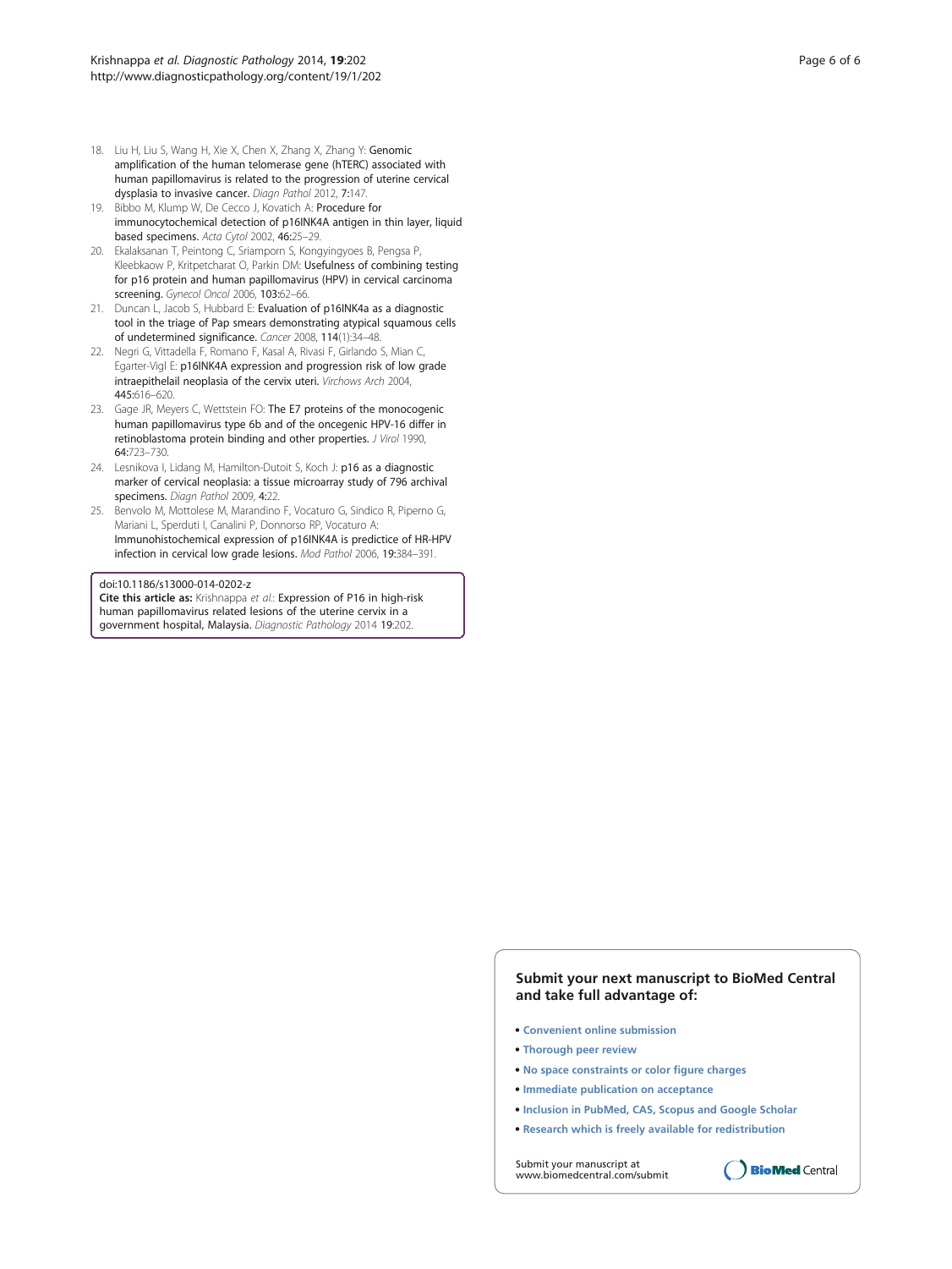18. Liu H, Liu S, Wang H, Xie X, Chen X, Zhang X, Zhang Y: **Genomic amplification of the human telomerase gene (hTERC) associated with human papillomavirus is related to the progression of uterine cervical dysplasia to invasive cancer.** *Diagn Pathol* 2012, **7**:147.
19. Bibbo M, Klump W, De Cecco J, Kovatich A: **Procedure for immunocytochemical detection of p16INK4A antigen in thin layer, liquid based specimens.** *Acta Cytol* 2002, **46**:25–29.
20. Ekalaksanan T, Peintong C, Sriamporn S, Kongyingyoes B, Pengsa P, Kleebkaow P, Kritpetcharat O, Parkin DM: **Usefulness of combining testing for p16 protein and human papillomavirus (HPV) in cervical carcinoma screening.** *Gynecol Oncol* 2006, **103**:62–66.
21. Duncan L, Jacob S, Hubbard E: **Evaluation of p16INK4a as a diagnostic tool in the triage of Pap smears demonstrating atypical squamous cells of undetermined significance.** *Cancer* 2008, **114**(1):34–48.
22. Negri G, Vittadella F, Romano F, Kasal A, Rivasi F, Girlando S, Mian C, Egarter-Vigl E: **p16INK4A expression and progression risk of low grade intraepithelail neoplasia of the cervix uteri.** *Virchows Arch* 2004, **445**:616–620.
23. Gage JR, Meyers C, Wettstein FO: **The E7 proteins of the monocogenic human papillomavirus type 6b and of the oncegenic HPV-16 differ in retinoblastoma protein binding and other properties.** *J Virol* 1990, **64**:723–730.
24. Lesnikova I, Lidang M, Hamilton-Dutoit S, Koch J: **p16 as a diagnostic marker of cervical neoplasia: a tissue microarray study of 796 archival specimens.** *Diagn Pathol* 2009, **4**:22.
25. Benvolo M, Mottolese M, Marandino F, Vocaturo G, Sindico R, Piperno G, Mariani L, Sperduti I, Canalini P, Donnorso RP, Vocaturo A: **Immunohistochemical expression of p16INK4A is predictice of HR-HPV infection in cervical low grade lesions.** *Mod Pathol* 2006, **19**:384–391.

doi:10.1186/s13000-014-0202-z
**Cite this article as:** Krishnappa *et al.*: Expression of P16 in high-risk human papillomavirus related lesions of the uterine cervix in a government hospital, Malaysia. *Diagnostic Pathology* 2014 **19**:202.

**Submit your next manuscript to BioMed Central and take full advantage of:**

- **Convenient online submission**
- **Thorough peer review**
- **No space constraints or color figure charges**
- **Immediate publication on acceptance**
- **Inclusion in PubMed, CAS, Scopus and Google Scholar**
- **Research which is freely available for redistribution**

Submit your manuscript at
www.biomedcentral.com/submit

BioMed Central